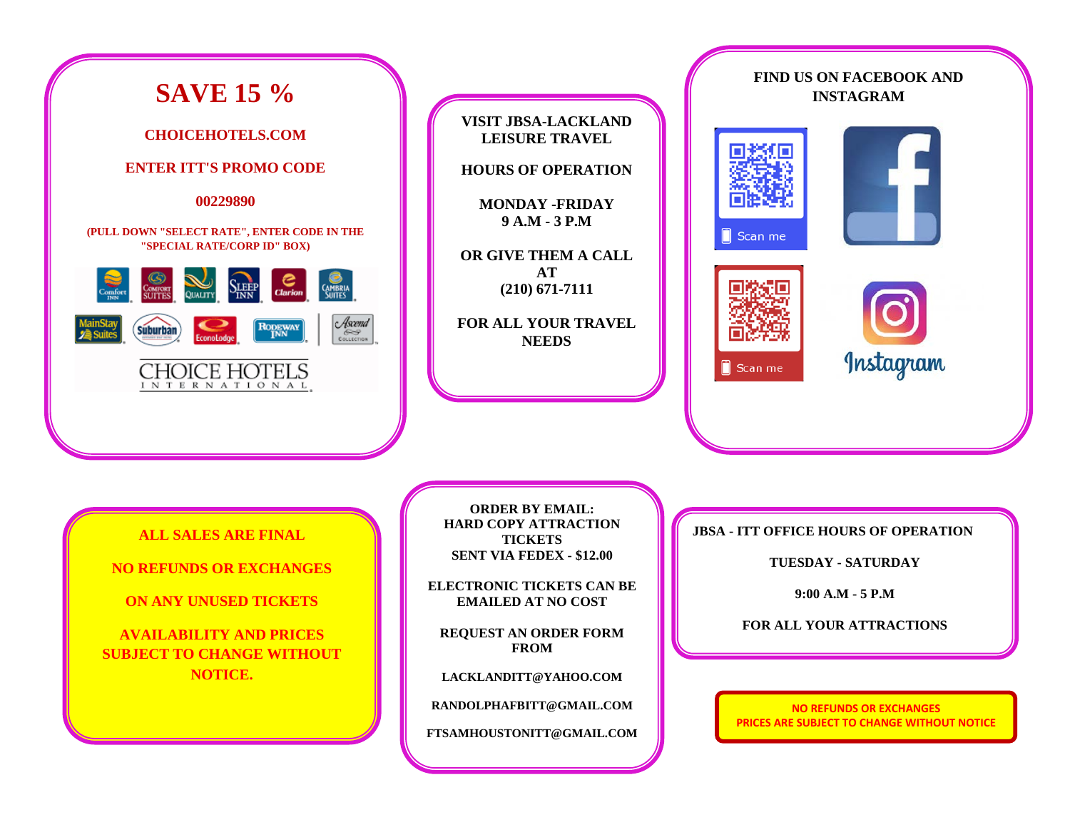## SAVE 15 %

**CHOICEHOTELS.COM**

**ENTER ITT'S PROMO CODE**

**00229890**

**(PULL DOWN "SELECT RATE", ENTER CODE IN THE "SPECIAL RATE/CORP ID" BOX)**

---

**VISIT JBSA-LACKLAND LEISURE TRAVEL**

**HOURS OF OPERATION**

**MONDAY -FRIDAY**
**9 A.M - 3 P.M**

**OR GIVE THEM A CALL AT**
**(210) 671-7111**

**FOR ALL YOUR TRAVEL NEEDS**

---

**FIND US ON FACEBOOK AND INSTAGRAM**

Scan me

Scan me

---

**ALL SALES ARE FINAL**

**NO REFUNDS OR EXCHANGES**

**ON ANY UNUSED TICKETS**

**AVAILABILITY AND PRICES SUBJECT TO CHANGE WITHOUT NOTICE.**

---

**ORDER BY EMAIL:**
**HARD COPY ATTRACTION TICKETS**
**SENT VIA FEDEX - $12.00**

**ELECTRONIC TICKETS CAN BE EMAILED AT NO COST**

**REQUEST AN ORDER FORM FROM**

**LACKLANDITT@YAHOO.COM**

**RANDOLPHAFBITT@GMAIL.COM**

**FTSAMHOUSTONITT@GMAIL.COM**

---

**JBSA - ITT OFFICE HOURS OF OPERATION**

**TUESDAY - SATURDAY**

**9:00 A.M - 5 P.M**

**FOR ALL YOUR ATTRACTIONS**

---

**NO REFUNDS OR EXCHANGES**
**PRICES ARE SUBJECT TO CHANGE WITHOUT NOTICE**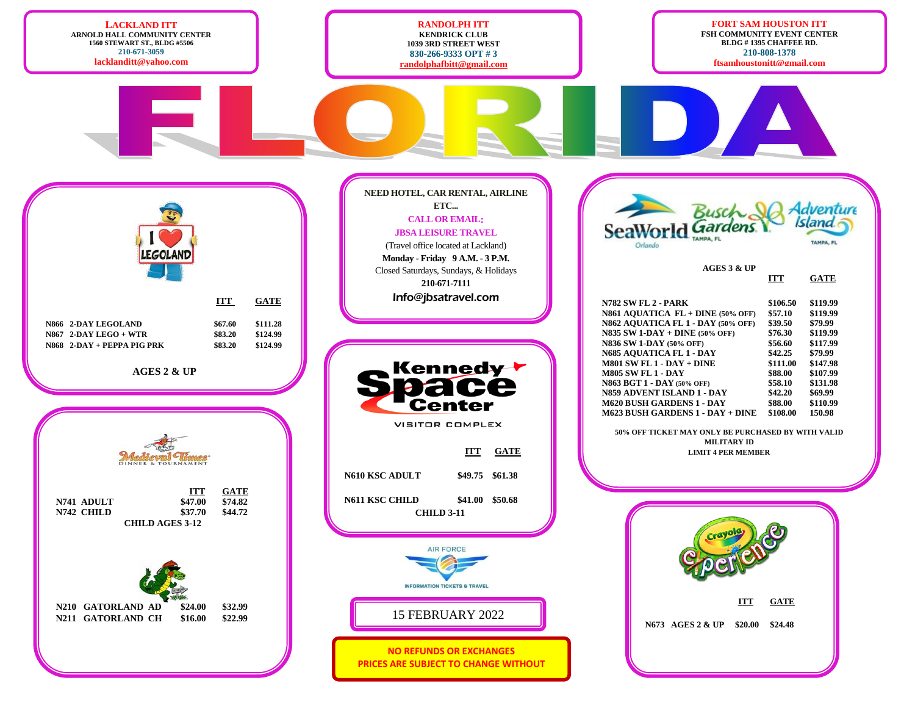**LACKLAND ITT**
ARNOLD HALL COMMUNITY CENTER
1560 STEWART ST., BLDG #5506
210-671-3059
lacklanditt@yahoo.com

**RANDOLPH ITT**
KENDRICK CLUB
1039 3RD STREET WEST
830-266-9333 OPT # 3
randolphafbitt@gmail.com

**FORT SAM HOUSTON ITT**
FSH COMMUNITY EVENT CENTER
BLDG # 1395 CHAFFEE RD.
210-808-1378
ftsamhoustonitt@gmail.com

# FLORIDA

## LEGOLAND

| | ITT | GATE |
|---|---|---|
| N866 2-DAY LEGOLAND | $67.60 | $111.28 |
| N867 2-DAY LEGO + WTR | $83.20 | $124.99 |
| N868 2-DAY + PEPPA PIG PRK | $83.20 | $124.99 |

AGES 2 & UP

## Medieval Times Dinner & Tournament

| | ITT | GATE |
|---|---|---|
| N741 ADULT | $47.00 | $74.82 |
| N742 CHILD | $37.70 | $44.72 |

CHILD AGES 3-12

## Gatorland

| | ITT | GATE |
|---|---|---|
| N210 GATORLAND AD | $24.00 | $32.99 |
| N211 GATORLAND CH | $16.00 | $22.99 |

NEED HOTEL, CAR RENTAL, AIRLINE ETC...
CALL OR EMAIL:
JBSA LEISURE TRAVEL
(Travel office located at Lackland)
Monday - Friday 9 A.M. - 3 P.M.
Closed Saturdays, Sundays, & Holidays
210-671-7111
Info@jbsatravel.com

## Kennedy Space Center Visitor Complex

| | ITT | GATE |
|---|---|---|
| N610 KSC ADULT | $49.75 | $61.38 |
| N611 KSC CHILD | $41.00 | $50.68 |

CHILD 3-11

AIR FORCE INFORMATION TICKETS & TRAVEL

15 FEBRUARY 2022

NO REFUNDS OR EXCHANGES
PRICES ARE SUBJECT TO CHANGE WITHOUT

## SeaWorld Orlando / Busch Gardens Tampa, FL / Adventure Island Tampa, FL

AGES 3 & UP

| | ITT | GATE |
|---|---|---|
| N782 SW FL 2 - PARK | $106.50 | $119.99 |
| N861 AQUATICA FL + DINE (50% OFF) | $57.10 | $119.99 |
| N862 AQUATICA FL 1 - DAY (50% OFF) | $39.50 | $79.99 |
| N835 SW 1-DAY + DINE (50% OFF) | $76.30 | $119.99 |
| N836 SW 1-DAY (50% OFF) | $56.60 | $117.99 |
| N685 AQUATICA FL 1 - DAY | $42.25 | $79.99 |
| M801 SW FL 1 - DAY + DINE | $111.00 | $147.98 |
| M805 SW FL 1 - DAY | $88.00 | $107.99 |
| N863 BGT 1 - DAY (50% OFF) | $58.10 | $131.98 |
| N859 ADVENT ISLAND 1 - DAY | $42.20 | $69.99 |
| M620 BUSH GARDENS 1 - DAY | $88.00 | $110.99 |
| M623 BUSH GARDENS 1 - DAY + DINE | $108.00 | 150.98 |

50% OFF TICKET MAY ONLY BE PURCHASED BY WITH VALID MILITARY ID
LIMIT 4 PER MEMBER

## Crayola Experience

| | ITT | GATE |
|---|---|---|
| N673 AGES 2 & UP | $20.00 | $24.48 |